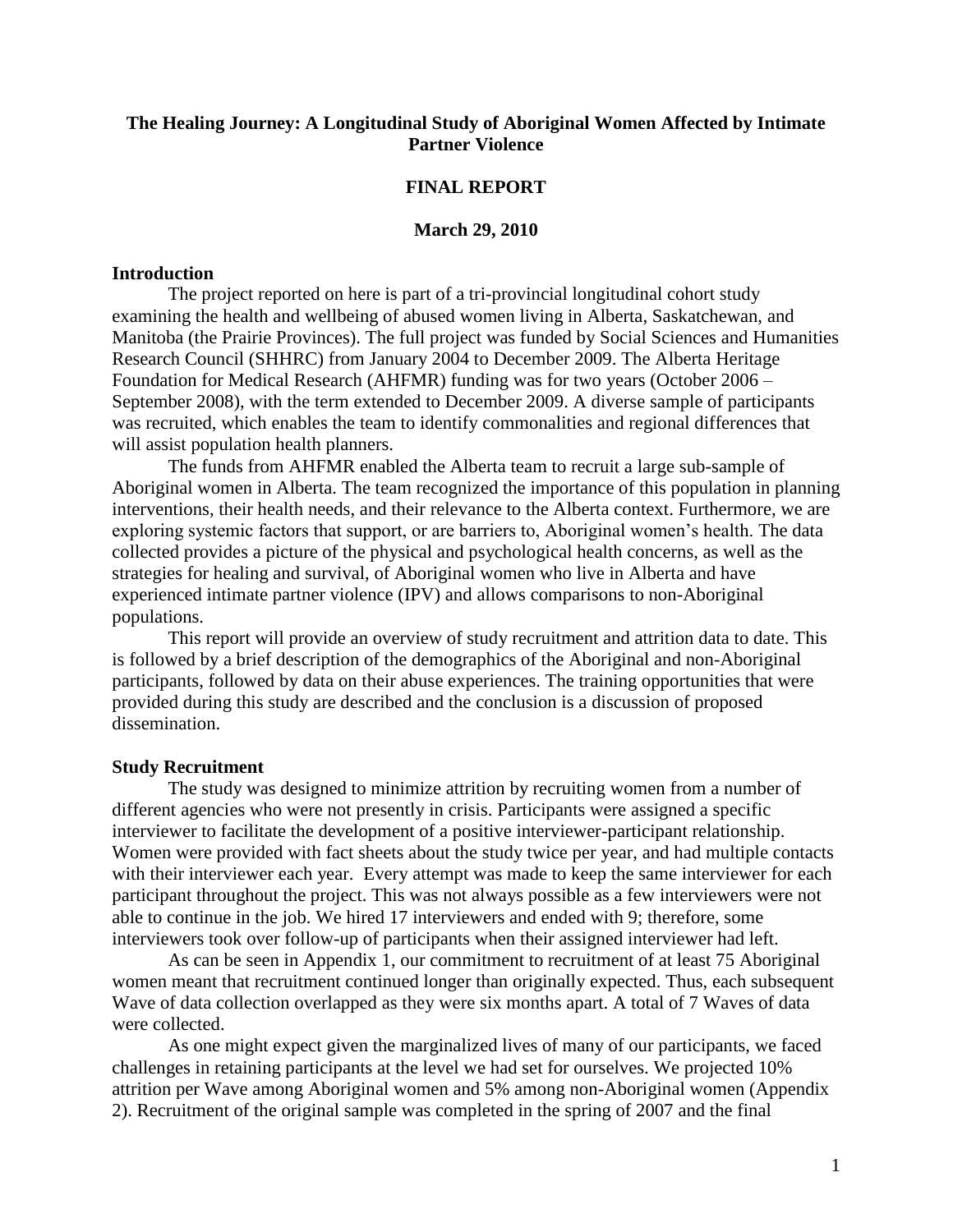# The Healing Journey: A Longitudinal Study of Aboriginal Women Affected by Intimate Partner Violence

**FINAL REPORT**

**March 29, 2010**

## Introduction

The project reported on here is part of a tri-provincial longitudinal cohort study examining the health and wellbeing of abused women living in Alberta, Saskatchewan, and Manitoba (the Prairie Provinces). The full project was funded by Social Sciences and Humanities Research Council (SHHRC) from January 2004 to December 2009. The Alberta Heritage Foundation for Medical Research (AHFMR) funding was for two years (October 2006 – September 2008), with the term extended to December 2009. A diverse sample of participants was recruited, which enables the team to identify commonalities and regional differences that will assist population health planners.

The funds from AHFMR enabled the Alberta team to recruit a large sub-sample of Aboriginal women in Alberta. The team recognized the importance of this population in planning interventions, their health needs, and their relevance to the Alberta context. Furthermore, we are exploring systemic factors that support, or are barriers to, Aboriginal women's health. The data collected provides a picture of the physical and psychological health concerns, as well as the strategies for healing and survival, of Aboriginal women who live in Alberta and have experienced intimate partner violence (IPV) and allows comparisons to non-Aboriginal populations.

This report will provide an overview of study recruitment and attrition data to date. This is followed by a brief description of the demographics of the Aboriginal and non-Aboriginal participants, followed by data on their abuse experiences. The training opportunities that were provided during this study are described and the conclusion is a discussion of proposed dissemination.

## Study Recruitment

The study was designed to minimize attrition by recruiting women from a number of different agencies who were not presently in crisis. Participants were assigned a specific interviewer to facilitate the development of a positive interviewer-participant relationship. Women were provided with fact sheets about the study twice per year, and had multiple contacts with their interviewer each year. Every attempt was made to keep the same interviewer for each participant throughout the project. This was not always possible as a few interviewers were not able to continue in the job. We hired 17 interviewers and ended with 9; therefore, some interviewers took over follow-up of participants when their assigned interviewer had left.

As can be seen in Appendix 1, our commitment to recruitment of at least 75 Aboriginal women meant that recruitment continued longer than originally expected. Thus, each subsequent Wave of data collection overlapped as they were six months apart. A total of 7 Waves of data were collected.

As one might expect given the marginalized lives of many of our participants, we faced challenges in retaining participants at the level we had set for ourselves. We projected 10% attrition per Wave among Aboriginal women and 5% among non-Aboriginal women (Appendix 2). Recruitment of the original sample was completed in the spring of 2007 and the final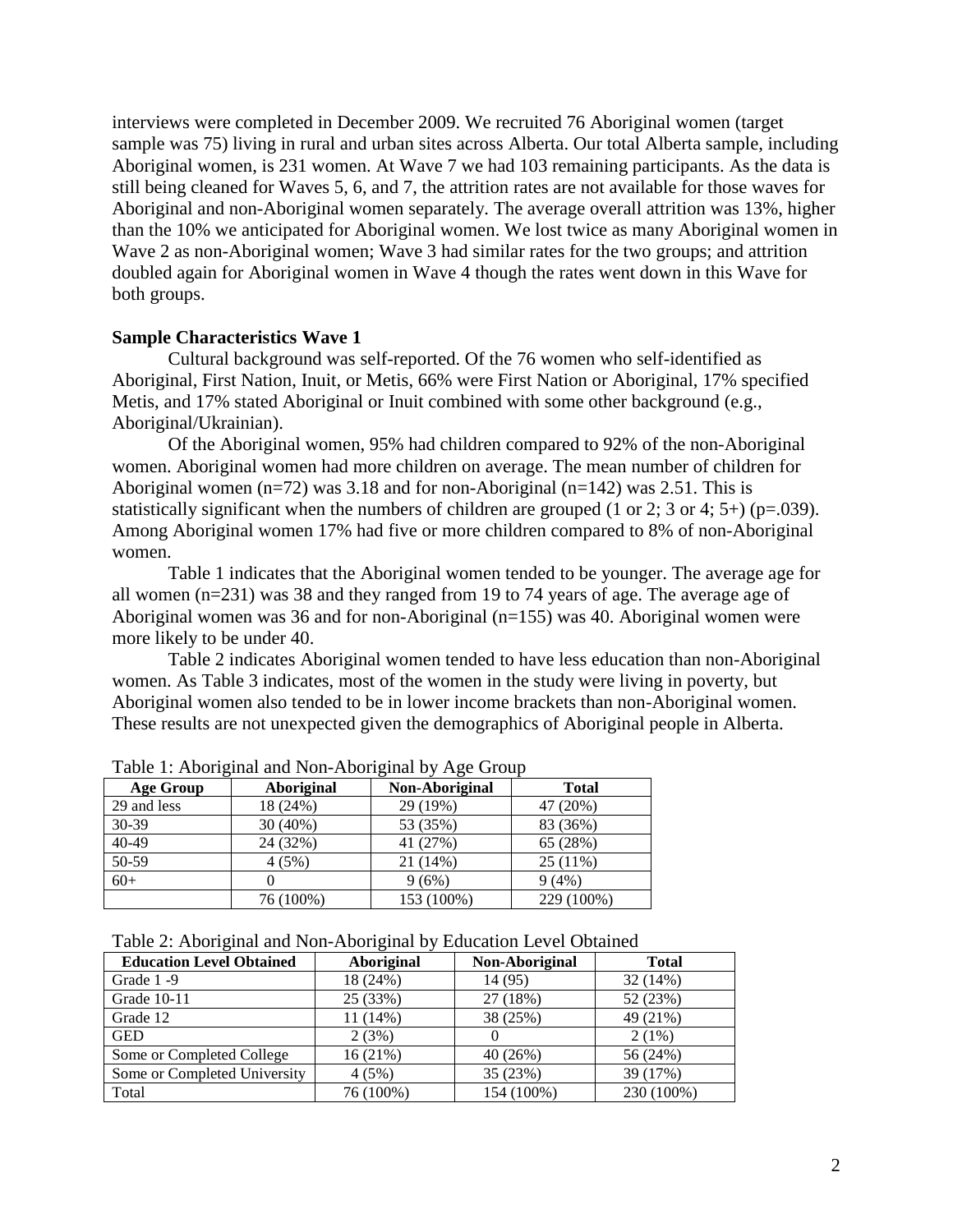interviews were completed in December 2009. We recruited 76 Aboriginal women (target sample was 75) living in rural and urban sites across Alberta. Our total Alberta sample, including Aboriginal women, is 231 women. At Wave 7 we had 103 remaining participants. As the data is still being cleaned for Waves 5, 6, and 7, the attrition rates are not available for those waves for Aboriginal and non-Aboriginal women separately. The average overall attrition was 13%, higher than the 10% we anticipated for Aboriginal women. We lost twice as many Aboriginal women in Wave 2 as non-Aboriginal women; Wave 3 had similar rates for the two groups; and attrition doubled again for Aboriginal women in Wave 4 though the rates went down in this Wave for both groups.

**Sample Characteristics Wave 1**

Cultural background was self-reported. Of the 76 women who self-identified as Aboriginal, First Nation, Inuit, or Metis, 66% were First Nation or Aboriginal, 17% specified Metis, and 17% stated Aboriginal or Inuit combined with some other background (e.g., Aboriginal/Ukrainian).

Of the Aboriginal women, 95% had children compared to 92% of the non-Aboriginal women. Aboriginal women had more children on average. The mean number of children for Aboriginal women (n=72) was 3.18 and for non-Aboriginal (n=142) was 2.51. This is statistically significant when the numbers of children are grouped (1 or 2; 3 or 4; 5+) (p=.039). Among Aboriginal women 17% had five or more children compared to 8% of non-Aboriginal women.

Table 1 indicates that the Aboriginal women tended to be younger. The average age for all women (n=231) was 38 and they ranged from 19 to 74 years of age. The average age of Aboriginal women was 36 and for non-Aboriginal (n=155) was 40. Aboriginal women were more likely to be under 40.

Table 2 indicates Aboriginal women tended to have less education than non-Aboriginal women. As Table 3 indicates, most of the women in the study were living in poverty, but Aboriginal women also tended to be in lower income brackets than non-Aboriginal women. These results are not unexpected given the demographics of Aboriginal people in Alberta.

Table 1: Aboriginal and Non-Aboriginal by Age Group

| Age Group | Aboriginal | Non-Aboriginal | Total |
|---|---|---|---|
| 29 and less | 18 (24%) | 29 (19%) | 47 (20%) |
| 30-39 | 30 (40%) | 53 (35%) | 83 (36%) |
| 40-49 | 24 (32%) | 41 (27%) | 65 (28%) |
| 50-59 | 4 (5%) | 21 (14%) | 25 (11%) |
| 60+ | 0 | 9 (6%) | 9 (4%) |
| | 76 (100%) | 153 (100%) | 229 (100%) |

Table 2: Aboriginal and Non-Aboriginal by Education Level Obtained

| Education Level Obtained | Aboriginal | Non-Aboriginal | Total |
|---|---|---|---|
| Grade 1 -9 | 18 (24%) | 14 (95) | 32 (14%) |
| Grade 10-11 | 25 (33%) | 27 (18%) | 52 (23%) |
| Grade 12 | 11 (14%) | 38 (25%) | 49 (21%) |
| GED | 2 (3%) | 0 | 2 (1%) |
| Some or Completed College | 16 (21%) | 40 (26%) | 56 (24%) |
| Some or Completed University | 4 (5%) | 35 (23%) | 39 (17%) |
| Total | 76 (100%) | 154 (100%) | 230 (100%) |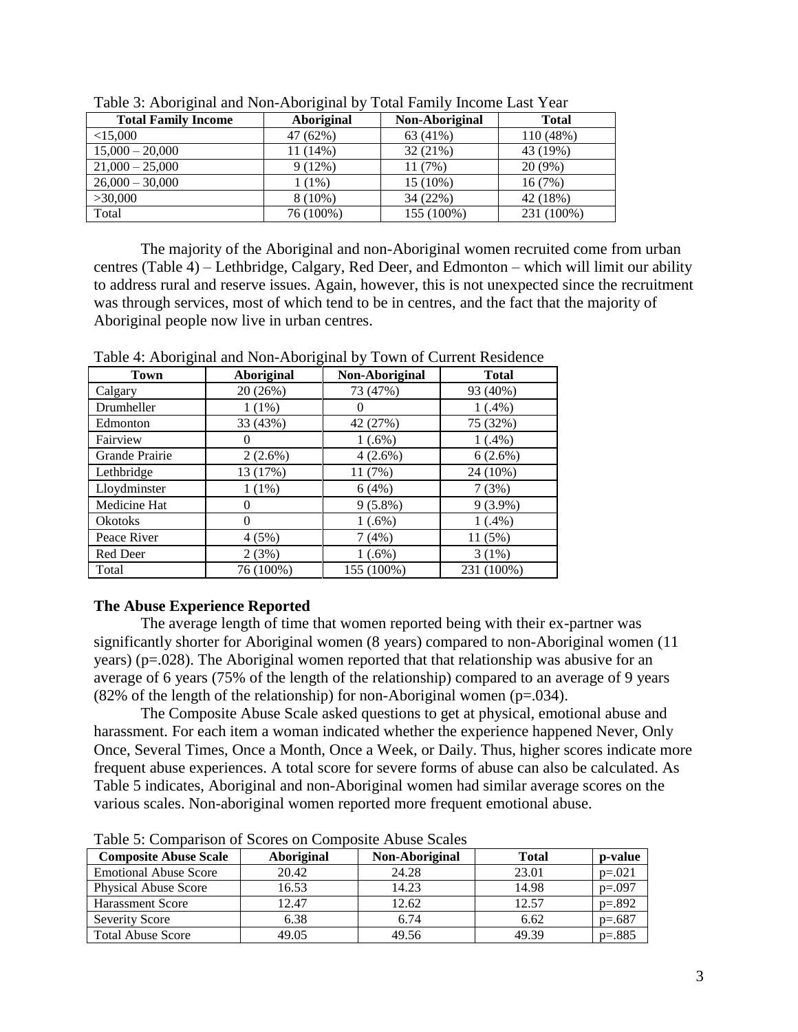Table 3: Aboriginal and Non-Aboriginal by Total Family Income Last Year

| Total Family Income | Aboriginal | Non-Aboriginal | Total |
|---|---|---|---|
| <15,000 | 47 (62%) | 63 (41%) | 110 (48%) |
| 15,000 – 20,000 | 11 (14%) | 32 (21%) | 43 (19%) |
| 21,000 – 25,000 | 9 (12%) | 11 (7%) | 20 (9%) |
| 26,000 – 30,000 | 1 (1%) | 15 (10%) | 16 (7%) |
| >30,000 | 8 (10%) | 34 (22%) | 42 (18%) |
| Total | 76 (100%) | 155 (100%) | 231 (100%) |

The majority of the Aboriginal and non-Aboriginal women recruited come from urban centres (Table 4) – Lethbridge, Calgary, Red Deer, and Edmonton – which will limit our ability to address rural and reserve issues. Again, however, this is not unexpected since the recruitment was through services, most of which tend to be in centres, and the fact that the majority of Aboriginal people now live in urban centres.

Table 4: Aboriginal and Non-Aboriginal by Town of Current Residence

| Town | Aboriginal | Non-Aboriginal | Total |
|---|---|---|---|
| Calgary | 20 (26%) | 73 (47%) | 93 (40%) |
| Drumheller | 1 (1%) | 0 | 1 (.4%) |
| Edmonton | 33 (43%) | 42 (27%) | 75 (32%) |
| Fairview | 0 | 1 (.6%) | 1 (.4%) |
| Grande Prairie | 2 (2.6%) | 4 (2.6%) | 6 (2.6%) |
| Lethbridge | 13 (17%) | 11 (7%) | 24 (10%) |
| Lloydminster | 1 (1%) | 6 (4%) | 7 (3%) |
| Medicine Hat | 0 | 9 (5.8%) | 9 (3.9%) |
| Okotoks | 0 | 1 (.6%) | 1 (.4%) |
| Peace River | 4 (5%) | 7 (4%) | 11 (5%) |
| Red Deer | 2 (3%) | 1 (.6%) | 3 (1%) |
| Total | 76 (100%) | 155 (100%) | 231 (100%) |

### The Abuse Experience Reported

The average length of time that women reported being with their ex-partner was significantly shorter for Aboriginal women (8 years) compared to non-Aboriginal women (11 years) ($p=.028$). The Aboriginal women reported that that relationship was abusive for an average of 6 years (75% of the length of the relationship) compared to an average of 9 years (82% of the length of the relationship) for non-Aboriginal women ($p=.034$).

The Composite Abuse Scale asked questions to get at physical, emotional abuse and harassment. For each item a woman indicated whether the experience happened Never, Only Once, Several Times, Once a Month, Once a Week, or Daily. Thus, higher scores indicate more frequent abuse experiences. A total score for severe forms of abuse can also be calculated. As Table 5 indicates, Aboriginal and non-Aboriginal women had similar average scores on the various scales. Non-aboriginal women reported more frequent emotional abuse.

Table 5: Comparison of Scores on Composite Abuse Scales

| Composite Abuse Scale | Aboriginal | Non-Aboriginal | Total | p-value |
|---|---|---|---|---|
| Emotional Abuse Score | 20.42 | 24.28 | 23.01 | p=.021 |
| Physical Abuse Score | 16.53 | 14.23 | 14.98 | p=.097 |
| Harassment Score | 12.47 | 12.62 | 12.57 | p=.892 |
| Severity Score | 6.38 | 6.74 | 6.62 | p=.687 |
| Total Abuse Score | 49.05 | 49.56 | 49.39 | p=.885 |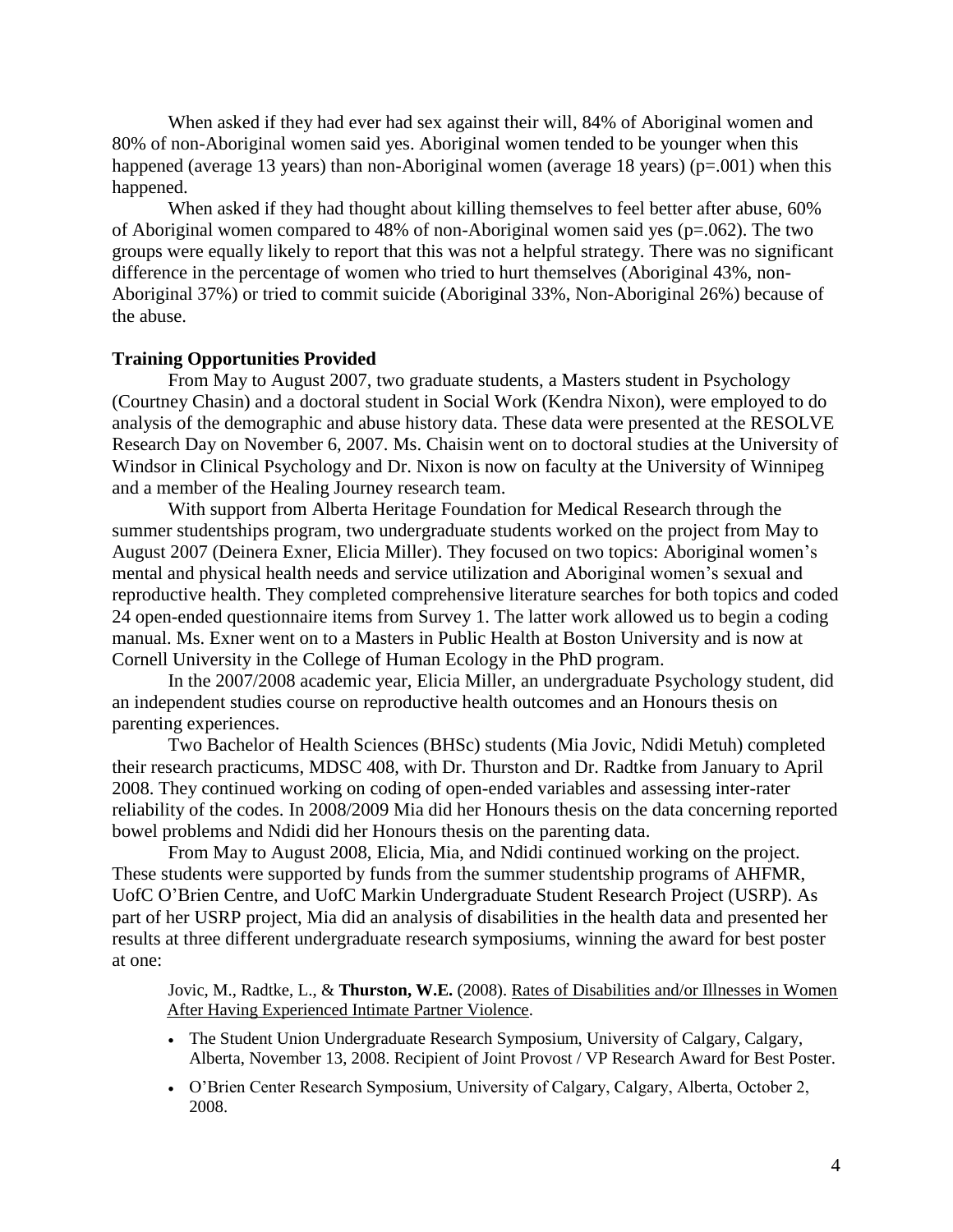When asked if they had ever had sex against their will, 84% of Aboriginal women and 80% of non-Aboriginal women said yes. Aboriginal women tended to be younger when this happened (average 13 years) than non-Aboriginal women (average 18 years) ($p=.001$) when this happened.

When asked if they had thought about killing themselves to feel better after abuse, 60% of Aboriginal women compared to 48% of non-Aboriginal women said yes ($p=.062$). The two groups were equally likely to report that this was not a helpful strategy. There was no significant difference in the percentage of women who tried to hurt themselves (Aboriginal 43%, non-Aboriginal 37%) or tried to commit suicide (Aboriginal 33%, Non-Aboriginal 26%) because of the abuse.

**Training Opportunities Provided**

From May to August 2007, two graduate students, a Masters student in Psychology (Courtney Chasin) and a doctoral student in Social Work (Kendra Nixon), were employed to do analysis of the demographic and abuse history data. These data were presented at the RESOLVE Research Day on November 6, 2007. Ms. Chaisin went on to doctoral studies at the University of Windsor in Clinical Psychology and Dr. Nixon is now on faculty at the University of Winnipeg and a member of the Healing Journey research team.

With support from Alberta Heritage Foundation for Medical Research through the summer studentships program, two undergraduate students worked on the project from May to August 2007 (Deinera Exner, Elicia Miller). They focused on two topics: Aboriginal women's mental and physical health needs and service utilization and Aboriginal women's sexual and reproductive health. They completed comprehensive literature searches for both topics and coded 24 open-ended questionnaire items from Survey 1. The latter work allowed us to begin a coding manual. Ms. Exner went on to a Masters in Public Health at Boston University and is now at Cornell University in the College of Human Ecology in the PhD program.

In the 2007/2008 academic year, Elicia Miller, an undergraduate Psychology student, did an independent studies course on reproductive health outcomes and an Honours thesis on parenting experiences.

Two Bachelor of Health Sciences (BHSc) students (Mia Jovic, Ndidi Metuh) completed their research practicums, MDSC 408, with Dr. Thurston and Dr. Radtke from January to April 2008. They continued working on coding of open-ended variables and assessing inter-rater reliability of the codes. In 2008/2009 Mia did her Honours thesis on the data concerning reported bowel problems and Ndidi did her Honours thesis on the parenting data.

From May to August 2008, Elicia, Mia, and Ndidi continued working on the project. These students were supported by funds from the summer studentship programs of AHFMR, UofC O'Brien Centre, and UofC Markin Undergraduate Student Research Project (USRP). As part of her USRP project, Mia did an analysis of disabilities in the health data and presented her results at three different undergraduate research symposiums, winning the award for best poster at one:

Jovic, M., Radtke, L., & **Thurston, W.E.** (2008). Rates of Disabilities and/or Illnesses in Women After Having Experienced Intimate Partner Violence.

- The Student Union Undergraduate Research Symposium, University of Calgary, Calgary, Alberta, November 13, 2008. Recipient of Joint Provost / VP Research Award for Best Poster.
- O'Brien Center Research Symposium, University of Calgary, Calgary, Alberta, October 2, 2008.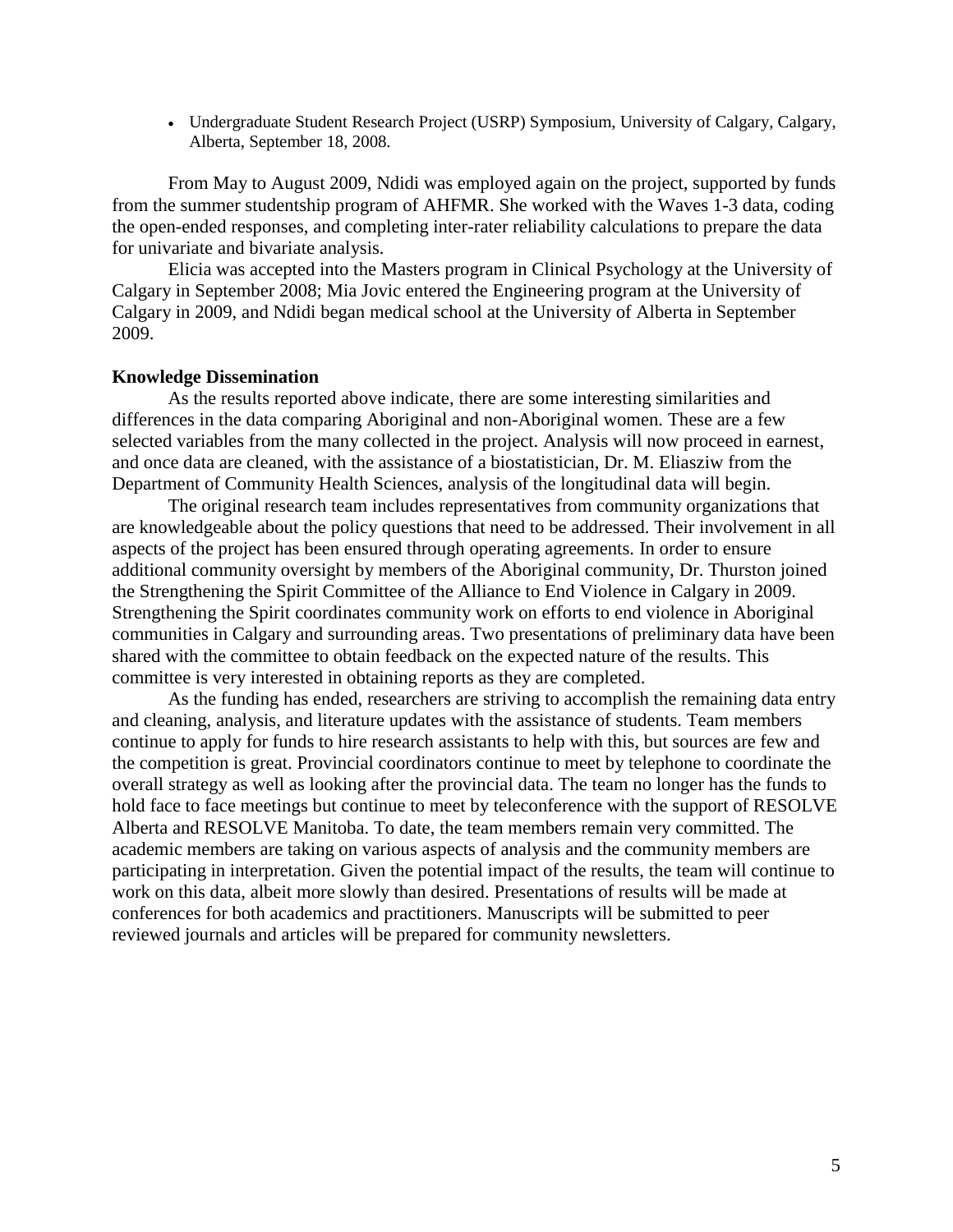- Undergraduate Student Research Project (USRP) Symposium, University of Calgary, Calgary, Alberta, September 18, 2008.

From May to August 2009, Ndidi was employed again on the project, supported by funds from the summer studentship program of AHFMR. She worked with the Waves 1-3 data, coding the open-ended responses, and completing inter-rater reliability calculations to prepare the data for univariate and bivariate analysis.

Elicia was accepted into the Masters program in Clinical Psychology at the University of Calgary in September 2008; Mia Jovic entered the Engineering program at the University of Calgary in 2009, and Ndidi began medical school at the University of Alberta in September 2009.

**Knowledge Dissemination**

As the results reported above indicate, there are some interesting similarities and differences in the data comparing Aboriginal and non-Aboriginal women. These are a few selected variables from the many collected in the project. Analysis will now proceed in earnest, and once data are cleaned, with the assistance of a biostatistician, Dr. M. Eliasziw from the Department of Community Health Sciences, analysis of the longitudinal data will begin.

The original research team includes representatives from community organizations that are knowledgeable about the policy questions that need to be addressed. Their involvement in all aspects of the project has been ensured through operating agreements. In order to ensure additional community oversight by members of the Aboriginal community, Dr. Thurston joined the Strengthening the Spirit Committee of the Alliance to End Violence in Calgary in 2009. Strengthening the Spirit coordinates community work on efforts to end violence in Aboriginal communities in Calgary and surrounding areas. Two presentations of preliminary data have been shared with the committee to obtain feedback on the expected nature of the results. This committee is very interested in obtaining reports as they are completed.

As the funding has ended, researchers are striving to accomplish the remaining data entry and cleaning, analysis, and literature updates with the assistance of students. Team members continue to apply for funds to hire research assistants to help with this, but sources are few and the competition is great. Provincial coordinators continue to meet by telephone to coordinate the overall strategy as well as looking after the provincial data. The team no longer has the funds to hold face to face meetings but continue to meet by teleconference with the support of RESOLVE Alberta and RESOLVE Manitoba. To date, the team members remain very committed. The academic members are taking on various aspects of analysis and the community members are participating in interpretation. Given the potential impact of the results, the team will continue to work on this data, albeit more slowly than desired. Presentations of results will be made at conferences for both academics and practitioners. Manuscripts will be submitted to peer reviewed journals and articles will be prepared for community newsletters.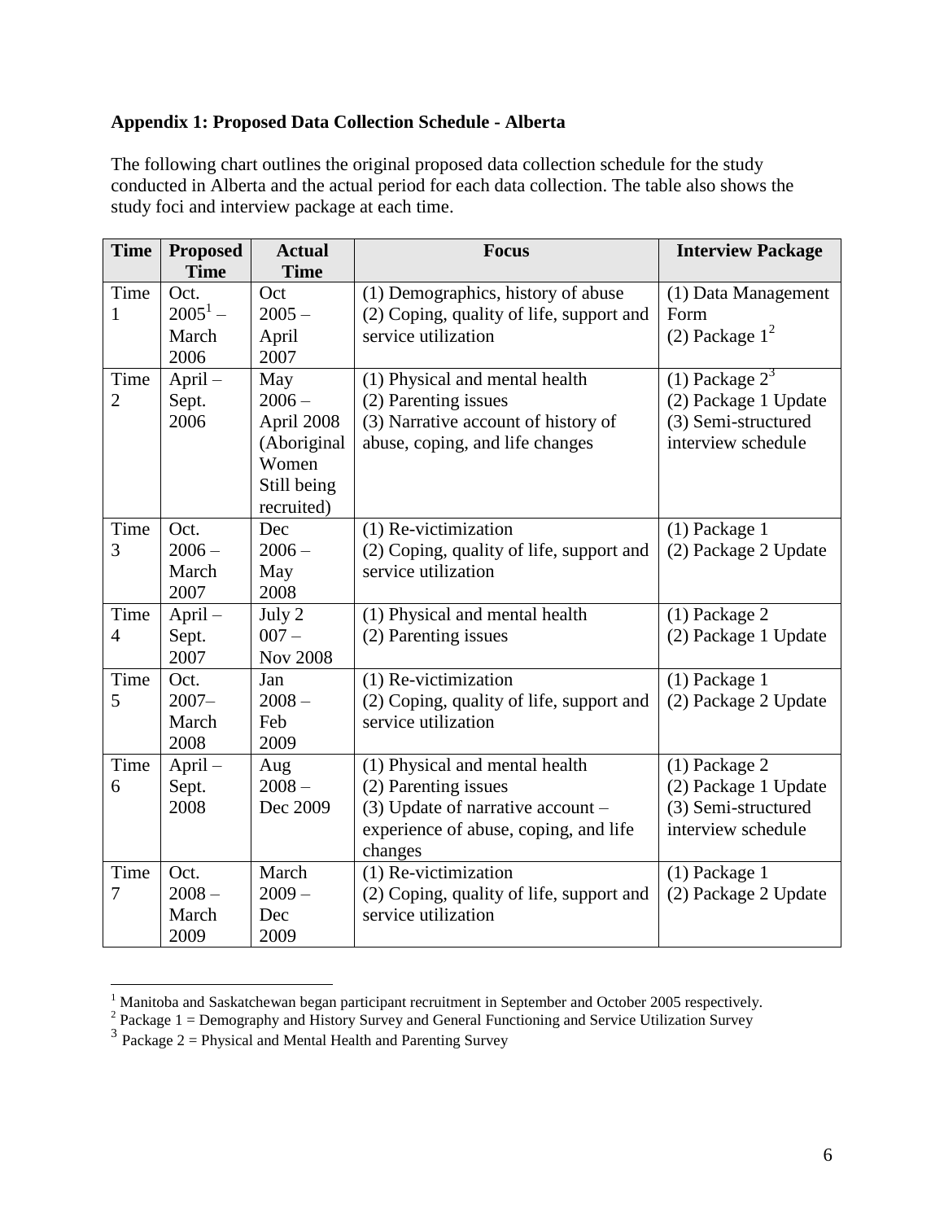**Appendix 1: Proposed Data Collection Schedule - Alberta**

The following chart outlines the original proposed data collection schedule for the study conducted in Alberta and the actual period for each data collection. The table also shows the study foci and interview package at each time.

| Time | Proposed Time | Actual Time | Focus | Interview Package |
|---|---|---|---|---|
| Time 1 | Oct. 2005[1] – March 2006 | Oct 2005 – April 2007 | (1) Demographics, history of abuse (2) Coping, quality of life, support and service utilization | (1) Data Management Form (2) Package 1[2] |
| Time 2 | April – Sept. 2006 | May 2006 – April 2008 (Aboriginal Women Still being recruited) | (1) Physical and mental health (2) Parenting issues (3) Narrative account of history of abuse, coping, and life changes | (1) Package 2[3] (2) Package 1 Update (3) Semi-structured interview schedule |
| Time 3 | Oct. 2006 – March 2007 | Dec 2006 – May 2008 | (1) Re-victimization (2) Coping, quality of life, support and service utilization | (1) Package 1 (2) Package 2 Update |
| Time 4 | April – Sept. 2007 | July 2 007 – Nov 2008 | (1) Physical and mental health (2) Parenting issues | (1) Package 2 (2) Package 1 Update |
| Time 5 | Oct. 2007– March 2008 | Jan 2008 – Feb 2009 | (1) Re-victimization (2) Coping, quality of life, support and service utilization | (1) Package 1 (2) Package 2 Update |
| Time 6 | April – Sept. 2008 | Aug 2008 – Dec 2009 | (1) Physical and mental health (2) Parenting issues (3) Update of narrative account – experience of abuse, coping, and life changes | (1) Package 2 (2) Package 1 Update (3) Semi-structured interview schedule |
| Time 7 | Oct. 2008 – March 2009 | March 2009 – Dec 2009 | (1) Re-victimization (2) Coping, quality of life, support and service utilization | (1) Package 1 (2) Package 2 Update |

[1] Manitoba and Saskatchewan began participant recruitment in September and October 2005 respectively.

[2] Package 1 = Demography and History Survey and General Functioning and Service Utilization Survey

[3] Package 2 = Physical and Mental Health and Parenting Survey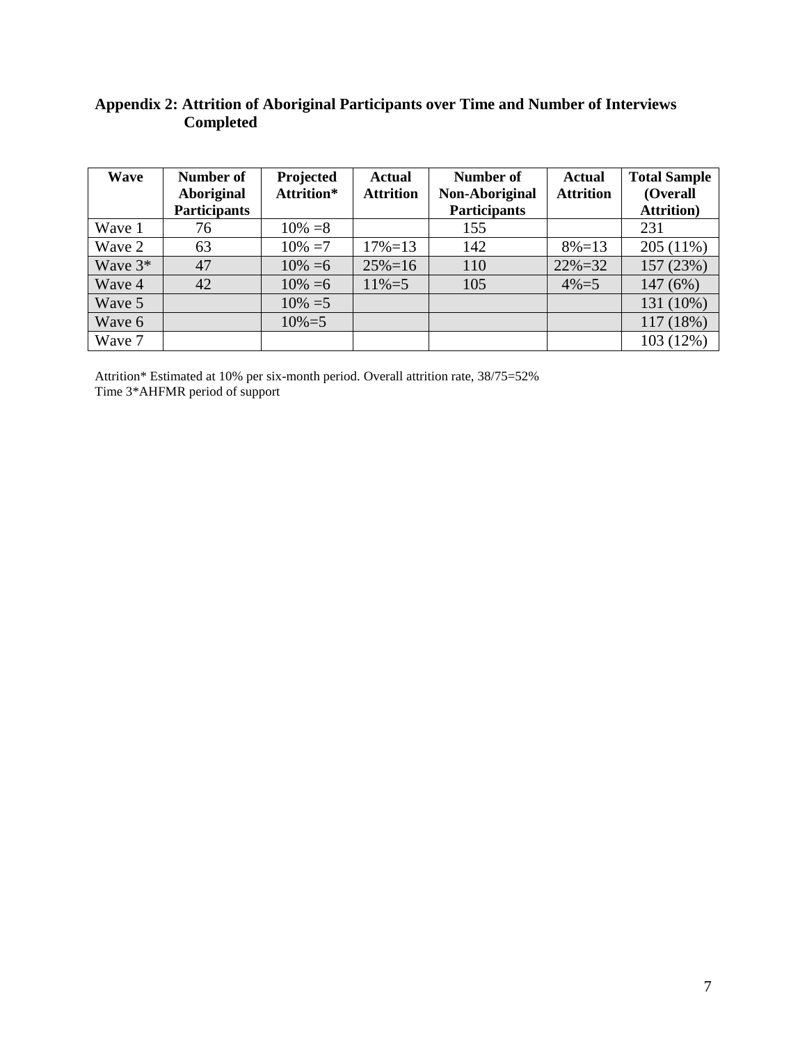## Appendix 2: Attrition of Aboriginal Participants over Time and Number of Interviews Completed

| Wave | Number of Aboriginal Participants | Projected Attrition* | Actual Attrition | Number of Non-Aboriginal Participants | Actual Attrition | Total Sample (Overall Attrition) |
|---|---|---|---|---|---|---|
| Wave 1 | 76 | 10% =8 | | 155 | | 231 |
| Wave 2 | 63 | 10% =7 | 17%=13 | 142 | 8%=13 | 205 (11%) |
| Wave 3* | 47 | 10% =6 | 25%=16 | 110 | 22%=32 | 157 (23%) |
| Wave 4 | 42 | 10% =6 | 11%=5 | 105 | 4%=5 | 147 (6%) |
| Wave 5 | | 10% =5 | | | | 131 (10%) |
| Wave 6 | | 10%=5 | | | | 117 (18%) |
| Wave 7 | | | | | | 103 (12%) |

Attrition* Estimated at 10% per six-month period. Overall attrition rate, 38/75=52%
Time 3*AHFMR period of support